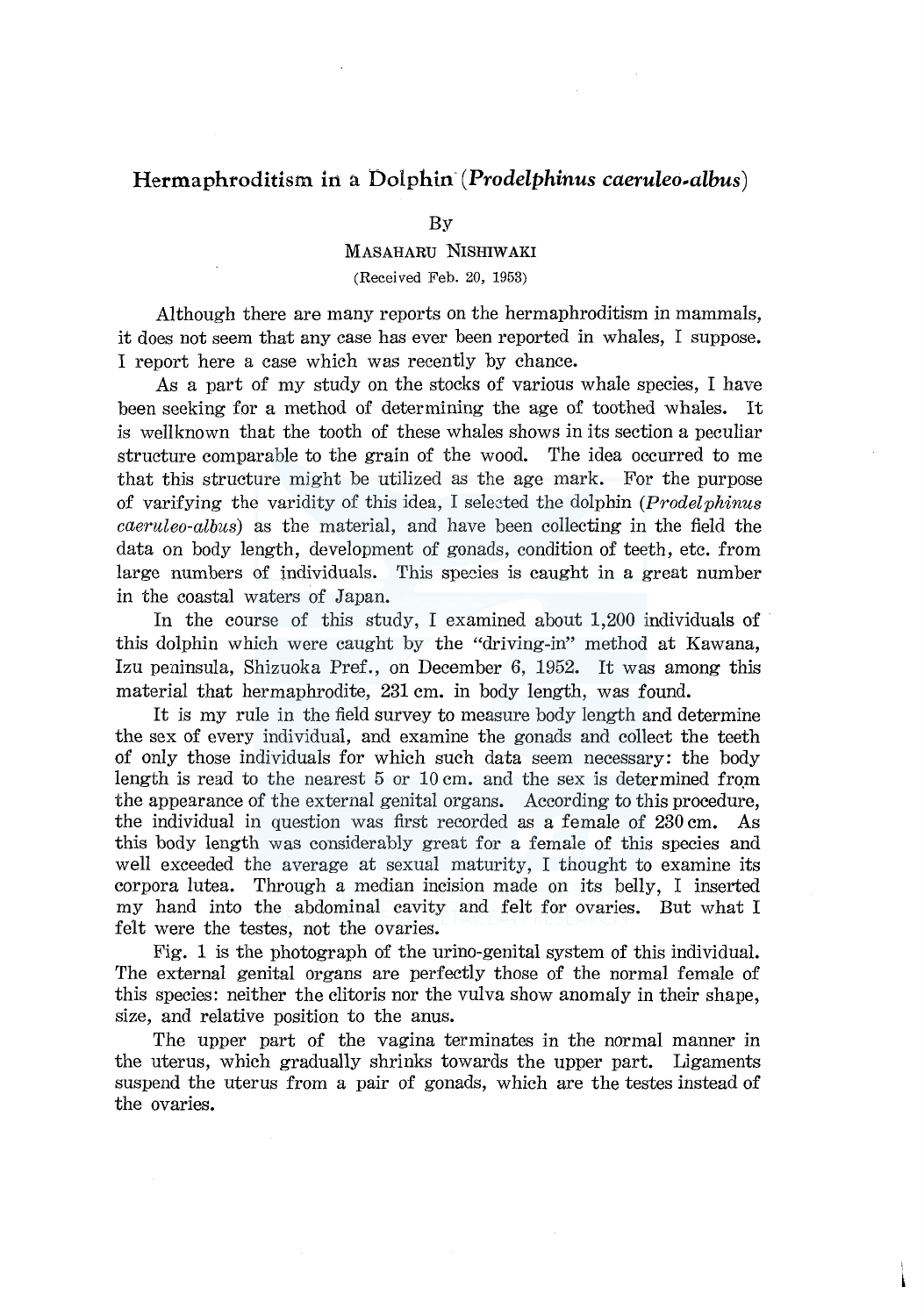# Hermaphroditism in a Dolphin (*Prodelphinus caeruleo-albus*)

By

MASAHARU NISHIWAKI

(Received Feb. 20, 1953)

Although there are many reports on the hermaphroditism in mammals, it does not seem that any case has ever been reported in whales, I suppose. I report here a case which was recently by chance.

As a part of my study on the stocks of various whale species, I have been seeking for a method of determining the age of toothed whales. It is wellknown that the tooth of these whales shows in its section a peculiar structure comparable to the grain of the wood. The idea occurred to me that this structure might be utilized as the age mark. For the purpose of varifying the varidity of this idea, I selected the dolphin (*Prodelphinus caeruleo-albus*) as the material, and have been collecting in the field the data on body length, development of gonads, condition of teeth, etc. from large numbers of individuals. This species is caught in a great number in the coastal waters of Japan.

In the course of this study, I examined about 1,200 individuals of this dolphin which were caught by the "driving-in" method at Kawana, Izu peninsula, Shizuoka Pref., on December 6, 1952. It was among this material that hermaphrodite, 231 cm. in body length, was found.

It is my rule in the field survey to measure body length and determine the sex of every individual, and examine the gonads and collect the teeth of only those individuals for which such data seem necessary: the body length is read to the nearest 5 or 10 cm. and the sex is determined from the appearance of the external genital organs. According to this procedure, the individual in question was first recorded as a female of 230 cm. As this body length was considerably great for a female of this species and well exceeded the average at sexual maturity, I thought to examine its corpora lutea. Through a median incision made on its belly, I inserted my hand into the abdominal cavity and felt for ovaries. But what I felt were the testes, not the ovaries.

Fig. 1 is the photograph of the urino-genital system of this individual. The external genital organs are perfectly those of the normal female of this species: neither the clitoris nor the vulva show anomaly in their shape, size, and relative position to the anus.

The upper part of the vagina terminates in the normal manner in the uterus, which gradually shrinks towards the upper part. Ligaments suspend the uterus from a pair of gonads, which are the testes instead of the ovaries.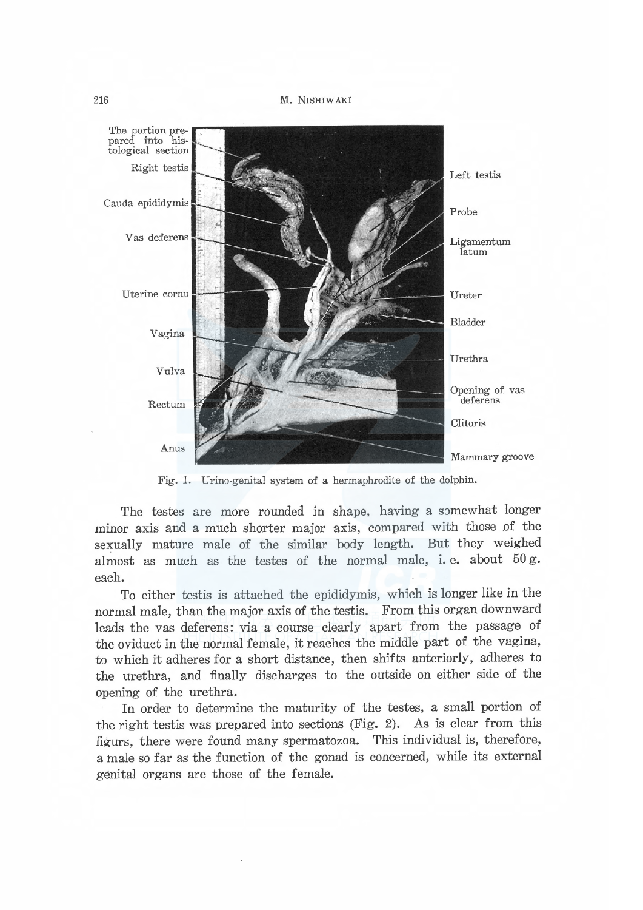Fig. 1. Urino-genital system of a hermaphrodite of the dolphin.

The testes are more rounded in shape, having a somewhat longer minor axis and a much shorter major axis, compared with those of the sexually mature male of the similar body length. But they weighed almost as much as the testes of the normal male, i. e. about 50 g. each.

To either testis is attached the epididymis, which is longer like in the normal male, than the major axis of the testis. From this organ downward leads the vas deferens: via a course clearly apart from the passage of the oviduct in the normal female, it reaches the middle part of the vagina, to which it adheres for a short distance, then shifts anteriorly, adheres to the urethra, and finally discharges to the outside on either side of the opening of the urethra.

In order to determine the maturity of the testes, a small portion of the right testis was prepared into sections (Fig. 2). As is clear from this figurs, there were found many spermatozoa. This individual is, therefore, a male so far as the function of the gonad is concerned, while its external genital organs are those of the female.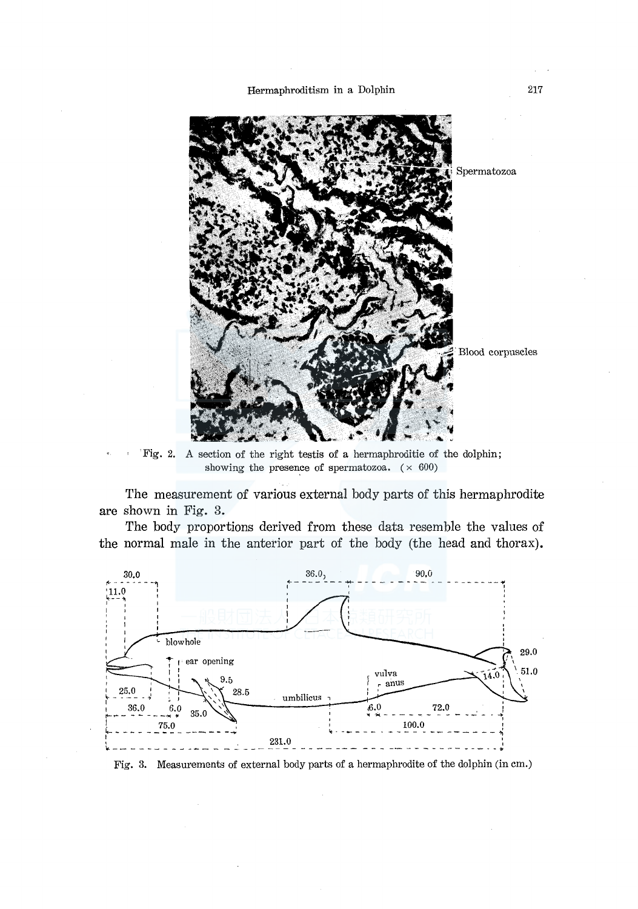Fig. 2. A section of the right testis of a hermaphroditie of the dolphin; showing the presence of spermatozoa. (× 600)

The measurement of various external body parts of this hermaphrodite are shown in Fig. 3.

The body proportions derived from these data resemble the values of the normal male in the anterior part of the body (the head and thorax).

Fig. 3. Measurements of external body parts of a hermaphrodite of the dolphin (in cm.)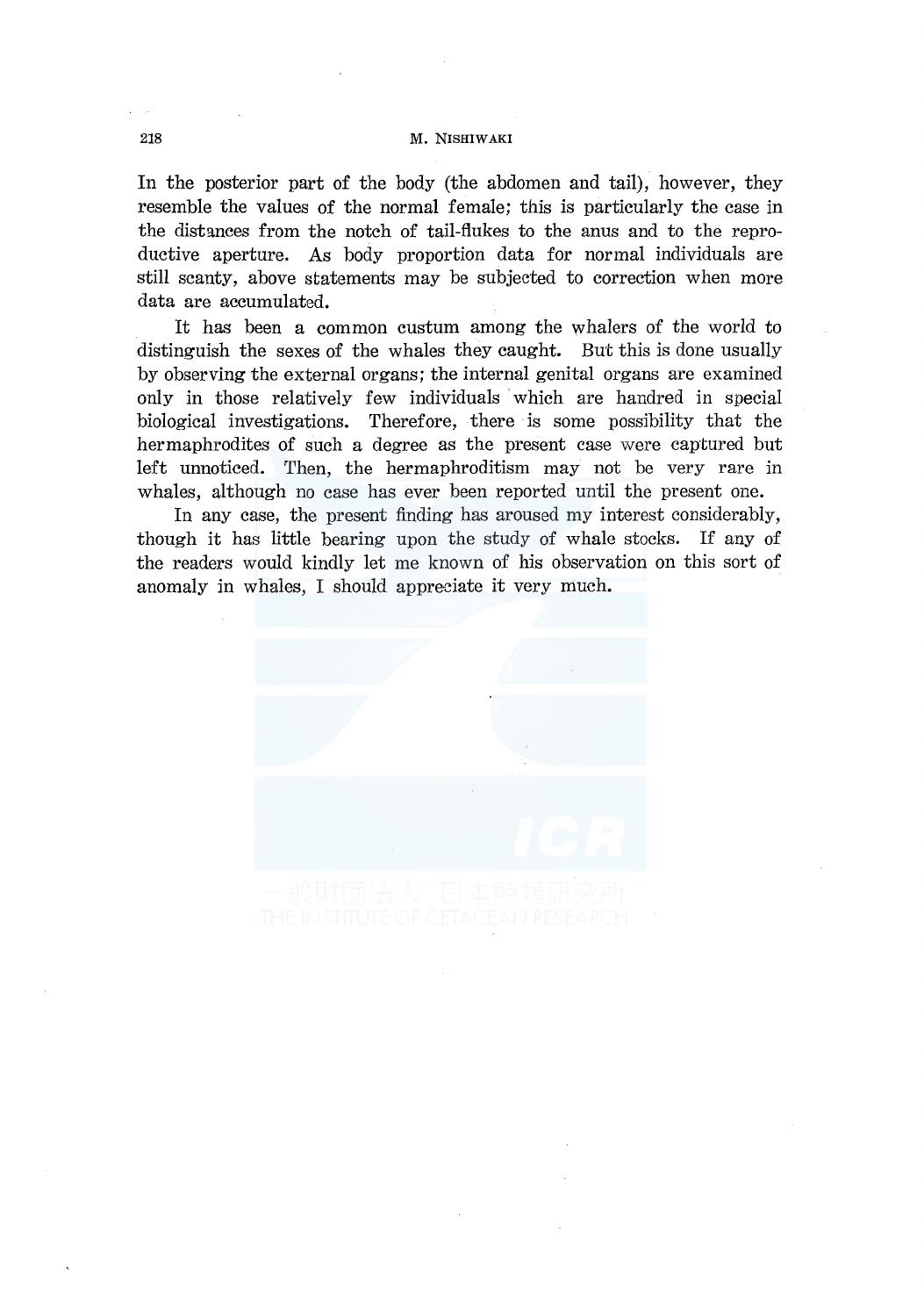In the posterior part of the body (the abdomen and tail), however, they resemble the values of the normal female; this is particularly the case in the distances from the notch of tail-flukes to the anus and to the reproductive aperture. As body proportion data for normal individuals are still scanty, above statements may be subjected to correction when more data are accumulated.

It has been a common custum among the whalers of the world to distinguish the sexes of the whales they caught. But this is done usually by observing the external organs; the internal genital organs are examined only in those relatively few individuals which are handred in special biological investigations. Therefore, there is some possibility that the hermaphrodites of such a degree as the present case were captured but left unnoticed. Then, the hermaphroditism may not be very rare in whales, although no case has ever been reported until the present one.

In any case, the present finding has aroused my interest considerably, though it has little bearing upon the study of whale stocks. If any of the readers would kindly let me known of his observation on this sort of anomaly in whales, I should appreciate it very much.